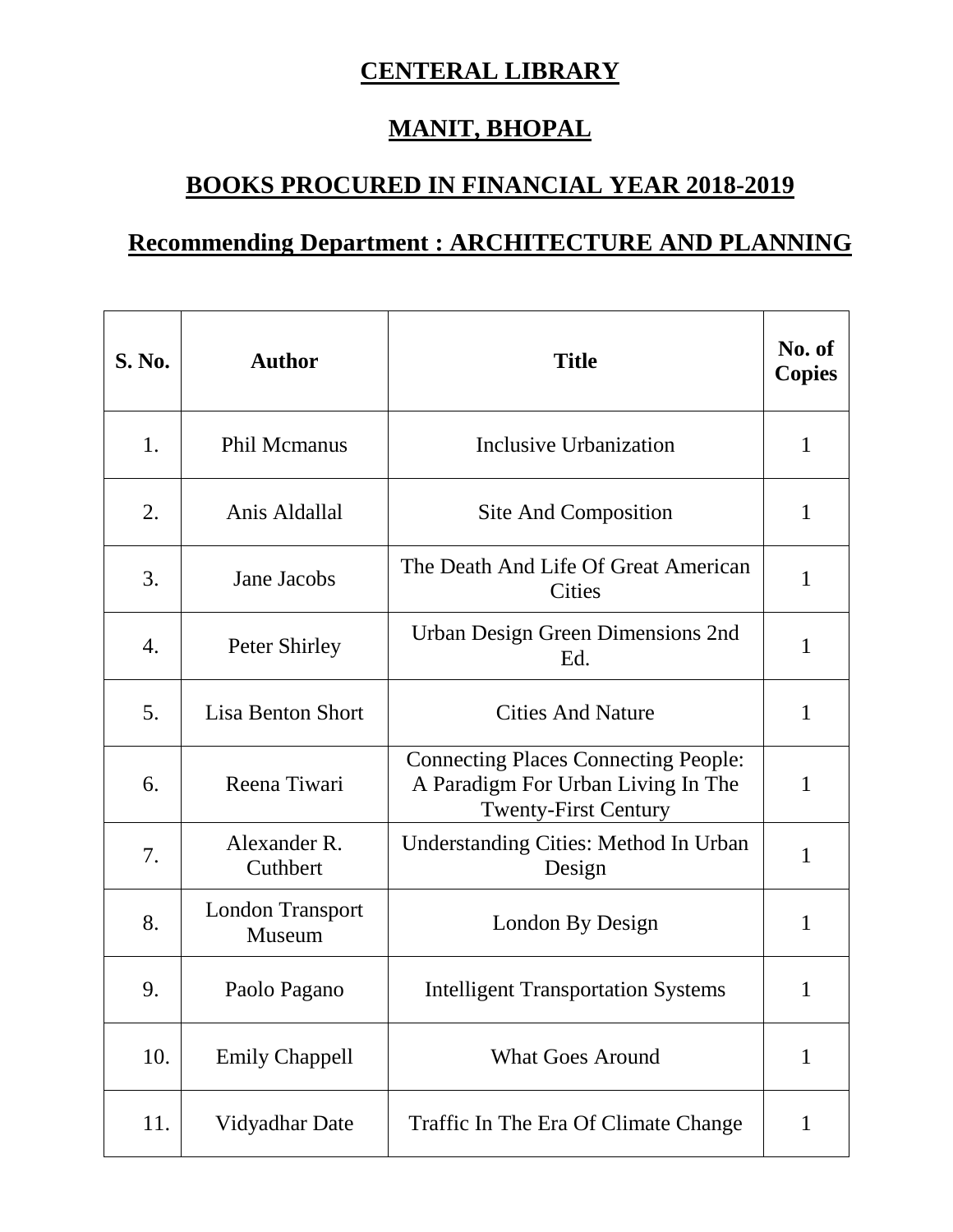# CENTERAL LIBRARY

# MANIT, BHOPAL

## BOOKS PROCURED IN FINANCIAL YEAR 2018-2019

## Recommending Department : ARCHITECTURE AND PLANNING

| S. No. | Author | Title | No. of Copies |
|---|---|---|---|
| 1. | Phil Mcmanus | Inclusive Urbanization | 1 |
| 2. | Anis Aldallal | Site And Composition | 1 |
| 3. | Jane Jacobs | The Death And Life Of Great American Cities | 1 |
| 4. | Peter Shirley | Urban Design Green Dimensions 2nd Ed. | 1 |
| 5. | Lisa Benton Short | Cities And Nature | 1 |
| 6. | Reena Tiwari | Connecting Places Connecting People: A Paradigm For Urban Living In The Twenty-First Century | 1 |
| 7. | Alexander R. Cuthbert | Understanding Cities: Method In Urban Design | 1 |
| 8. | London Transport Museum | London By Design | 1 |
| 9. | Paolo Pagano | Intelligent Transportation Systems | 1 |
| 10. | Emily Chappell | What Goes Around | 1 |
| 11. | Vidyadhar Date | Traffic In The Era Of Climate Change | 1 |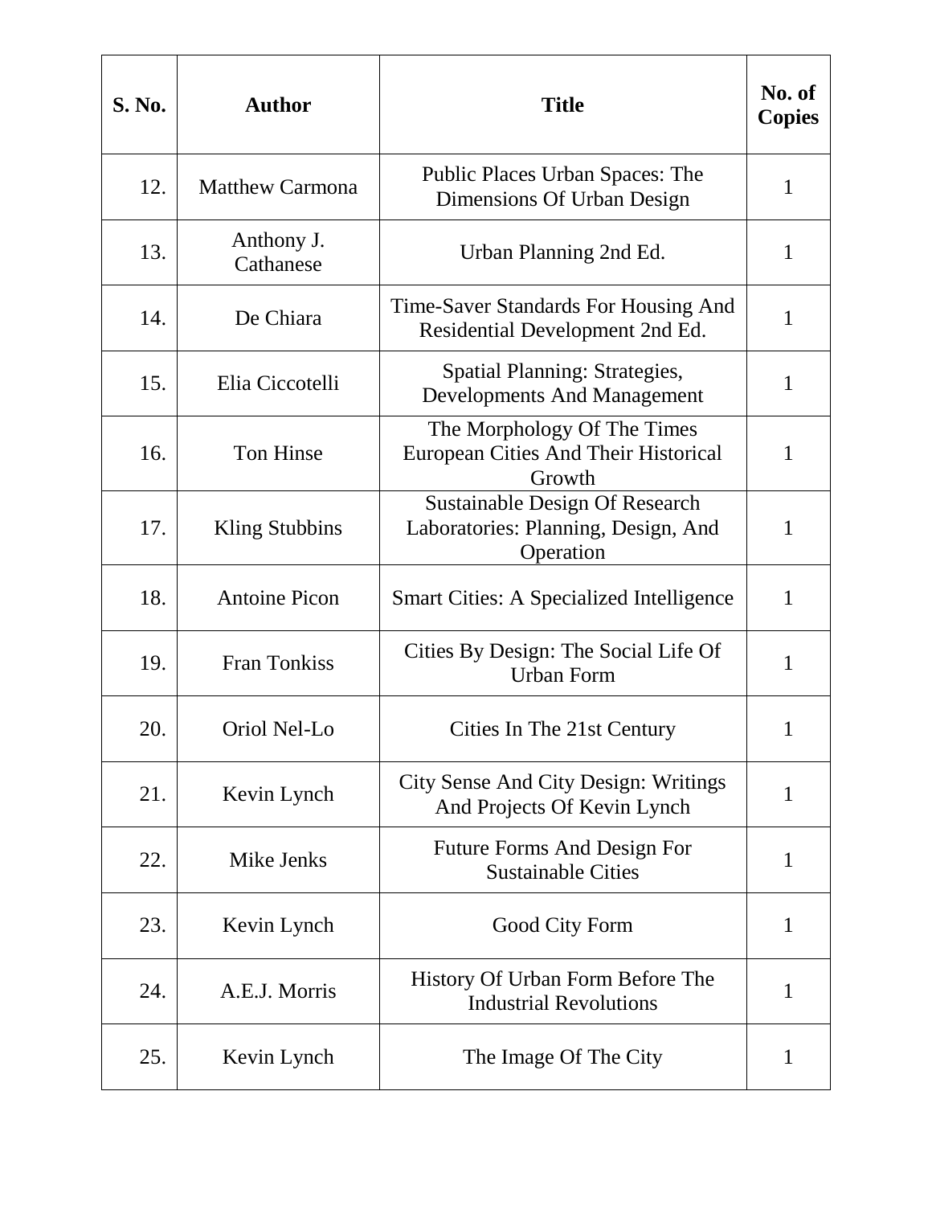| S. No. | Author | Title | No. of Copies |
|---|---|---|---|
| 12. | Matthew Carmona | Public Places Urban Spaces: The Dimensions Of Urban Design | 1 |
| 13. | Anthony J. Cathanese | Urban Planning 2nd Ed. | 1 |
| 14. | De Chiara | Time-Saver Standards For Housing And Residential Development 2nd Ed. | 1 |
| 15. | Elia Ciccotelli | Spatial Planning: Strategies, Developments And Management | 1 |
| 16. | Ton Hinse | The Morphology Of The Times European Cities And Their Historical Growth | 1 |
| 17. | Kling Stubbins | Sustainable Design Of Research Laboratories: Planning, Design, And Operation | 1 |
| 18. | Antoine Picon | Smart Cities: A Specialized Intelligence | 1 |
| 19. | Fran Tonkiss | Cities By Design: The Social Life Of Urban Form | 1 |
| 20. | Oriol Nel-Lo | Cities In The 21st Century | 1 |
| 21. | Kevin Lynch | City Sense And City Design: Writings And Projects Of Kevin Lynch | 1 |
| 22. | Mike Jenks | Future Forms And Design For Sustainable Cities | 1 |
| 23. | Kevin Lynch | Good City Form | 1 |
| 24. | A.E.J. Morris | History Of Urban Form Before The Industrial Revolutions | 1 |
| 25. | Kevin Lynch | The Image Of The City | 1 |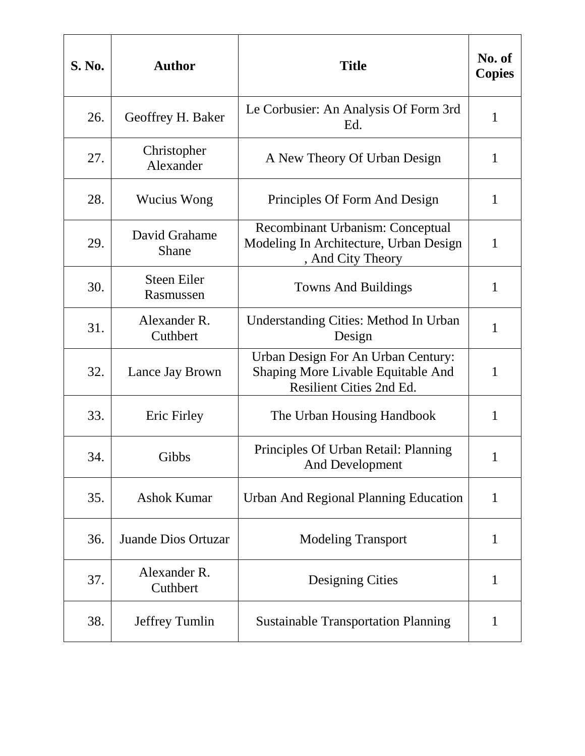| S. No. | Author | Title | No. of Copies |
|---|---|---|---|
| 26. | Geoffrey H. Baker | Le Corbusier: An Analysis Of Form 3rd Ed. | 1 |
| 27. | Christopher Alexander | A New Theory Of Urban Design | 1 |
| 28. | Wucius Wong | Principles Of Form And Design | 1 |
| 29. | David Grahame Shane | Recombinant Urbanism: Conceptual Modeling In Architecture, Urban Design , And City Theory | 1 |
| 30. | Steen Eiler Rasmussen | Towns And Buildings | 1 |
| 31. | Alexander R. Cuthbert | Understanding Cities: Method In Urban Design | 1 |
| 32. | Lance Jay Brown | Urban Design For An Urban Century: Shaping More Livable Equitable And Resilient Cities 2nd Ed. | 1 |
| 33. | Eric Firley | The Urban Housing Handbook | 1 |
| 34. | Gibbs | Principles Of Urban Retail: Planning And Development | 1 |
| 35. | Ashok Kumar | Urban And Regional Planning Education | 1 |
| 36. | Juande Dios Ortuzar | Modeling Transport | 1 |
| 37. | Alexander R. Cuthbert | Designing Cities | 1 |
| 38. | Jeffrey Tumlin | Sustainable Transportation Planning | 1 |